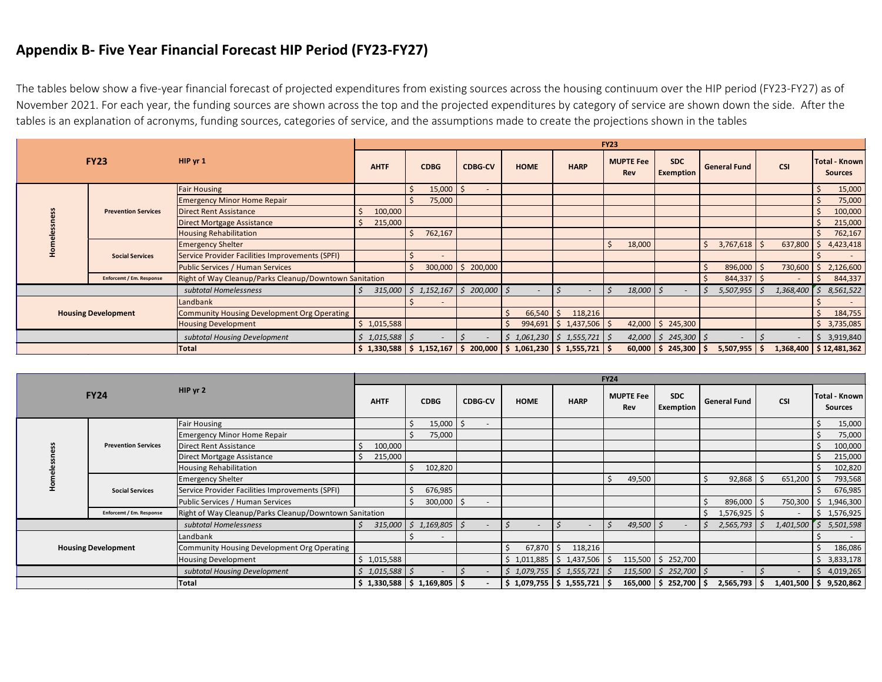## Appendix B- Five Year Financial Forecast HIP Period (FY23-FY27)

The tables below show a five-year financial forecast of projected expenditures from existing sources across the housing continuum over the HIP period (FY23-FY27) as of November 2021. For each year, the funding sources are shown across the top and the projected expenditures by category of service are shown down the side. After the tables is an explanation of acronyms, funding sources, categories of service, and the assumptions made to create the projections shown in the tables

| FY23 | | HIP yr 1 | FY23 | | | | | | | | | |
|---|---|---|---|---|---|---|---|---|---|---|---|---|
| | | | AHTF | CDBG | CDBG-CV | HOME | HARP | MUPTE Fee Rev | SDC Exemption | General Fund | CSI | Total - Known Sources |
| Homelessness | Prevention Services | Fair Housing | | $ 15,000 | $ - | | | | | | | $ 15,000 |
| | | Emergency Minor Home Repair | | $ 75,000 | | | | | | | | $ 75,000 |
| | | Direct Rent Assistance | $ 100,000 | | | | | | | | | $ 100,000 |
| | | Direct Mortgage Assistance | $ 215,000 | | | | | | | | | $ 215,000 |
| | | Housing Rehabilitation | | $ 762,167 | | | | | | | | $ 762,167 |
| | Social Services | Emergency Shelter | | | | | | $ 18,000 | | $ 3,767,618 | $ 637,800 | $ 4,423,418 |
| | | Service Provider Facilities Improvements (SPFI) | | $ - | | | | | | | | $ - |
| | | Public Services / Human Services | | $ 300,000 | $ 200,000 | | | | | $ 896,000 | $ 730,600 | $ 2,126,600 |
| | Enforcemt / Em. Response | Right of Way Cleanup/Parks Cleanup/Downtown Sanitation | | | | | | | | $ 844,337 | $ - | $ 844,337 |
| | | *subtotal Homelessness* | *$ 315,000* | *$ 1,152,167* | *$ 200,000* | *$ -* | *$ -* | *$ 18,000* | *$ -* | *$ 5,507,955* | *$ 1,368,400* | *$ 8,561,522* |
| Housing Development | | Landbank | | $ - | | | | | | | | $ - |
| | | Community Housing Development Org Operating | | | | $ 66,540 | $ 118,216 | | | | | $ 184,755 |
| | | Housing Development | $ 1,015,588 | | | $ 994,691 | $ 1,437,506 | $ 42,000 | $ 245,300 | | | $ 3,735,085 |
| | | *subtotal Housing Development* | *$ 1,015,588* | *$ -* | *$ -* | *$ 1,061,230* | *$ 1,555,721* | *$ 42,000* | *$ 245,300* | *$ -* | *$ -* | *$ 3,919,840* |
| | | **Total** | **$ 1,330,588** | **$ 1,152,167** | **$ 200,000** | **$ 1,061,230** | **$ 1,555,721** | **$ 60,000** | **$ 245,300** | **$ 5,507,955** | **$ 1,368,400** | **$ 12,481,362** |

| FY24 | | HIP yr 2 | FY24 | | | | | | | | | |
|---|---|---|---|---|---|---|---|---|---|---|---|---|
| | | | AHTF | CDBG | CDBG-CV | HOME | HARP | MUPTE Fee Rev | SDC Exemption | General Fund | CSI | Total - Known Sources |
| Homelessness | Prevention Services | Fair Housing | | $ 15,000 | $ - | | | | | | | $ 15,000 |
| | | Emergency Minor Home Repair | | $ 75,000 | | | | | | | | $ 75,000 |
| | | Direct Rent Assistance | $ 100,000 | | | | | | | | | $ 100,000 |
| | | Direct Mortgage Assistance | $ 215,000 | | | | | | | | | $ 215,000 |
| | | Housing Rehabilitation | | $ 102,820 | | | | | | | | $ 102,820 |
| | Social Services | Emergency Shelter | | | | | | $ 49,500 | | $ 92,868 | $ 651,200 | $ 793,568 |
| | | Service Provider Facilities Improvements (SPFI) | | $ 676,985 | | | | | | | | $ 676,985 |
| | | Public Services / Human Services | | $ 300,000 | $ - | | | | | $ 896,000 | $ 750,300 | $ 1,946,300 |
| | Enforcemt / Em. Response | Right of Way Cleanup/Parks Cleanup/Downtown Sanitation | | | | | | | | $ 1,576,925 | $ - | $ 1,576,925 |
| | | *subtotal Homelessness* | *$ 315,000* | *$ 1,169,805* | *$ -* | *$ -* | *$ -* | *$ 49,500* | *$ -* | *$ 2,565,793* | *$ 1,401,500* | *$ 5,501,598* |
| Housing Development | | Landbank | | $ - | | | | | | | | $ - |
| | | Community Housing Development Org Operating | | | | $ 67,870 | $ 118,216 | | | | | $ 186,086 |
| | | Housing Development | $ 1,015,588 | | | $ 1,011,885 | $ 1,437,506 | $ 115,500 | $ 252,700 | | | $ 3,833,178 |
| | | *subtotal Housing Development* | *$ 1,015,588* | *$ -* | *$ -* | *$ 1,079,755* | *$ 1,555,721* | *$ 115,500* | *$ 252,700* | *$ -* | *$ -* | *$ 4,019,265* |
| | | **Total** | **$ 1,330,588** | **$ 1,169,805** | **$ -** | **$ 1,079,755** | **$ 1,555,721** | **$ 165,000** | **$ 252,700** | **$ 2,565,793** | **$ 1,401,500** | **$ 9,520,862** |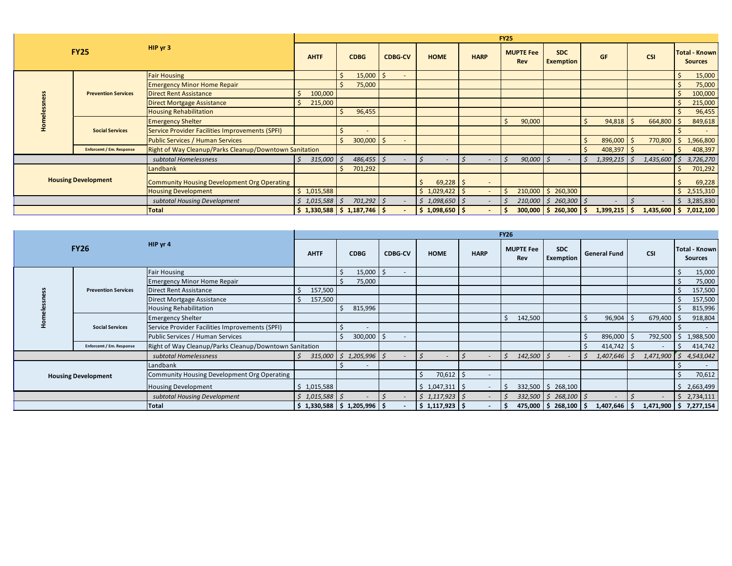| FY25 | | HIP yr 3 | FY25 | | | | | | | | | |
|---|---|---|---|---|---|---|---|---|---|---|---|---|
| | | | AHTF | CDBG | CDBG-CV | HOME | HARP | MUPTE Fee Rev | SDC Exemption | GF | CSI | Total - Known Sources |
| Homelessness | Prevention Services | Fair Housing | | $ 15,000 | $ - | | | | | | | $ 15,000 |
| | | Emergency Minor Home Repair | | $ 75,000 | | | | | | | | $ 75,000 |
| | | Direct Rent Assistance | $ 100,000 | | | | | | | | | $ 100,000 |
| | | Direct Mortgage Assistance | $ 215,000 | | | | | | | | | $ 215,000 |
| | | Housing Rehabilitation | | $ 96,455 | | | | | | | | $ 96,455 |
| | Social Services | Emergency Shelter | | | | | | $ 90,000 | | $ 94,818 | $ 664,800 | $ 849,618 |
| | | Service Provider Facilities Improvements (SPFI) | | $ - | | | | | | | | $ - |
| | | Public Services / Human Services | | $ 300,000 | $ - | | | | | $ 896,000 | $ 770,800 | $ 1,966,800 |
| | Enforcemt / Em. Response | Right of Way Cleanup/Parks Cleanup/Downtown Sanitation | | | | | | | | $ 408,397 | $ - | $ 408,397 |
| | | *subtotal Homelessness* | *$ 315,000* | *$ 486,455* | *$ -* | *$ -* | *$ -* | *$ 90,000* | *$ -* | *$ 1,399,215* | *$ 1,435,600* | *$ 3,726,270* |
| Housing Development | | Landbank | | $ 701,292 | | | | | | | | $ 701,292 |
| | | Community Housing Development Org Operating | | | | $ 69,228 | $ - | | | | | $ 69,228 |
| | | Housing Development | $ 1,015,588 | | | $ 1,029,422 | $ - | $ 210,000 | $ 260,300 | | | $ 2,515,310 |
| | | *subtotal Housing Development* | *$ 1,015,588* | *$ 701,292* | *$ -* | *$ 1,098,650* | *$ -* | *$ 210,000* | *$ 260,300* | *$ -* | *$ -* | *$ 3,285,830* |
| | | **Total** | **$ 1,330,588** | **$ 1,187,746** | **$ -** | **$ 1,098,650** | **$ -** | **$ 300,000** | **$ 260,300** | **$ 1,399,215** | **$ 1,435,600** | **$ 7,012,100** |

| FY26 | | HIP yr 4 | FY26 | | | | | | | | | |
|---|---|---|---|---|---|---|---|---|---|---|---|---|
| | | | AHTF | CDBG | CDBG-CV | HOME | HARP | MUPTE Fee Rev | SDC Exemption | General Fund | CSI | Total - Known Sources |
| Homelessness | Prevention Services | Fair Housing | | $ 15,000 | $ - | | | | | | | $ 15,000 |
| | | Emergency Minor Home Repair | | $ 75,000 | | | | | | | | $ 75,000 |
| | | Direct Rent Assistance | $ 157,500 | | | | | | | | | $ 157,500 |
| | | Direct Mortgage Assistance | $ 157,500 | | | | | | | | | $ 157,500 |
| | | Housing Rehabilitation | | $ 815,996 | | | | | | | | $ 815,996 |
| | Social Services | Emergency Shelter | | | | | | $ 142,500 | | $ 96,904 | $ 679,400 | $ 918,804 |
| | | Service Provider Facilities Improvements (SPFI) | | $ - | | | | | | | | $ - |
| | | Public Services / Human Services | | $ 300,000 | $ - | | | | | $ 896,000 | $ 792,500 | $ 1,988,500 |
| | Enforcemt / Em. Response | Right of Way Cleanup/Parks Cleanup/Downtown Sanitation | | | | | | | | $ 414,742 | $ - | $ 414,742 |
| | | *subtotal Homelessness* | *$ 315,000* | *$ 1,205,996* | *$ -* | *$ -* | *$ -* | *$ 142,500* | *$ -* | *$ 1,407,646* | *$ 1,471,900* | *$ 4,543,042* |
| Housing Development | | Landbank | | $ - | | | | | | | | $ - |
| | | Community Housing Development Org Operating | | | | $ 70,612 | $ - | | | | | $ 70,612 |
| | | Housing Development | $ 1,015,588 | | | $ 1,047,311 | $ - | $ 332,500 | $ 268,100 | | | $ 2,663,499 |
| | | *subtotal Housing Development* | *$ 1,015,588* | *$ -* | *$ -* | *$ 1,117,923* | *$ -* | *$ 332,500* | *$ 268,100* | *$ -* | *$ -* | *$ 2,734,111* |
| | | **Total** | **$ 1,330,588** | **$ 1,205,996** | **$ -** | **$ 1,117,923** | **$ -** | **$ 475,000** | **$ 268,100** | **$ 1,407,646** | **$ 1,471,900** | **$ 7,277,154** |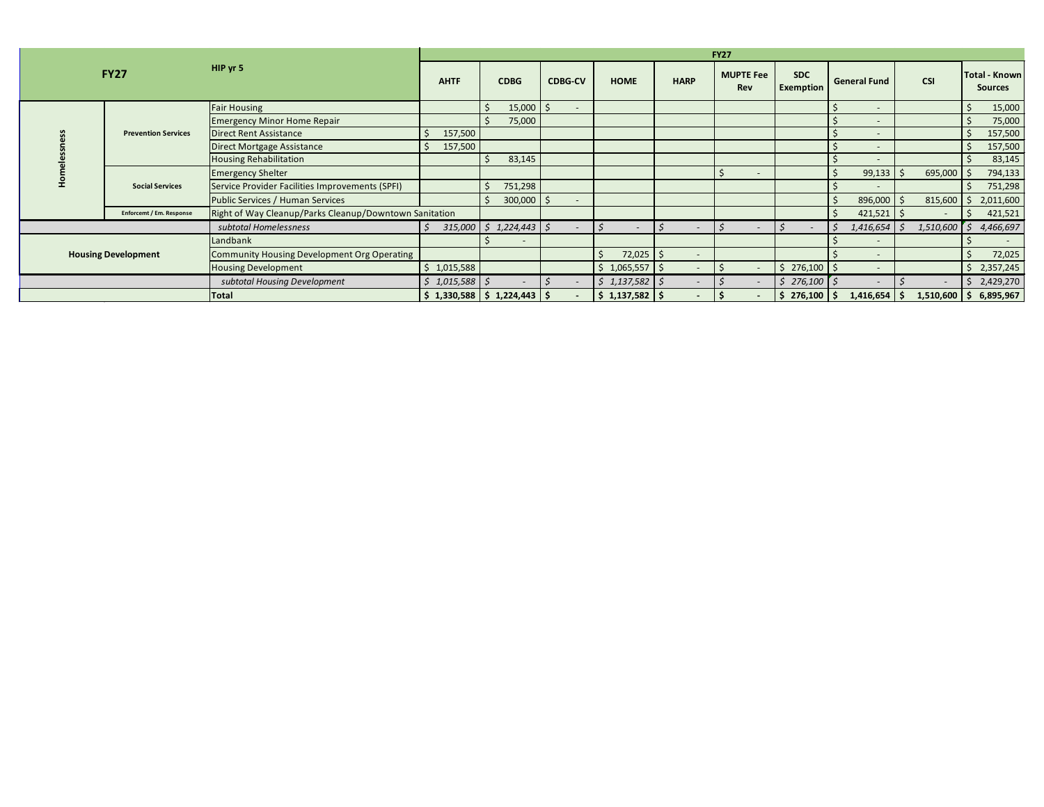| FY27 | | HIP yr 5 | FY27 | | | | | | | | | |
|---|---|---|---|---|---|---|---|---|---|---|---|---|
| | | | AHTF | CDBG | CDBG-CV | HOME | HARP | MUPTE Fee Rev | SDC Exemption | General Fund | CSI | Total - Known Sources |
| Homelessness | Prevention Services | Fair Housing | | $ 15,000 | $ - | | | | | $ - | | $ 15,000 |
| | | Emergency Minor Home Repair | | $ 75,000 | | | | | | $ - | | $ 75,000 |
| | | Direct Rent Assistance | $ 157,500 | | | | | | | $ - | | $ 157,500 |
| | | Direct Mortgage Assistance | $ 157,500 | | | | | | | $ - | | $ 157,500 |
| | | Housing Rehabilitation | | $ 83,145 | | | | | | $ - | | $ 83,145 |
| | Social Services | Emergency Shelter | | | | | | $ - | | $ 99,133 | $ 695,000 | $ 794,133 |
| | | Service Provider Facilities Improvements (SPFI) | | $ 751,298 | | | | | | $ - | | $ 751,298 |
| | | Public Services / Human Services | | $ 300,000 | $ - | | | | | $ 896,000 | $ 815,600 | $ 2,011,600 |
| | Enforcemt / Em. Response | Right of Way Cleanup/Parks Cleanup/Downtown Sanitation | | | | | | | | $ 421,521 | $ - | $ 421,521 |
| | | *subtotal Homelessness* | *$ 315,000* | *$ 1,224,443* | *$ -* | *$ -* | *$ -* | *$ -* | *$ -* | *$ 1,416,654* | *$ 1,510,600* | *$ 4,466,697* |
| Housing Development | | Landbank | | $ - | | | | | | $ - | | $ - |
| | | Community Housing Development Org Operating | | | | $ 72,025 | $ - | | | $ - | | $ 72,025 |
| | | Housing Development | $ 1,015,588 | | | $ 1,065,557 | $ - | $ - | $ 276,100 | $ - | | $ 2,357,245 |
| | | *subtotal Housing Development* | *$ 1,015,588* | *$ -* | *$ -* | *$ 1,137,582* | *$ -* | *$ -* | *$ 276,100* | *$ -* | *$ -* | *$ 2,429,270* |
| | | **Total** | **$ 1,330,588** | **$ 1,224,443** | **$ -** | **$ 1,137,582** | **$ -** | **$ -** | **$ 276,100** | **$ 1,416,654** | **$ 1,510,600** | **$ 6,895,967** |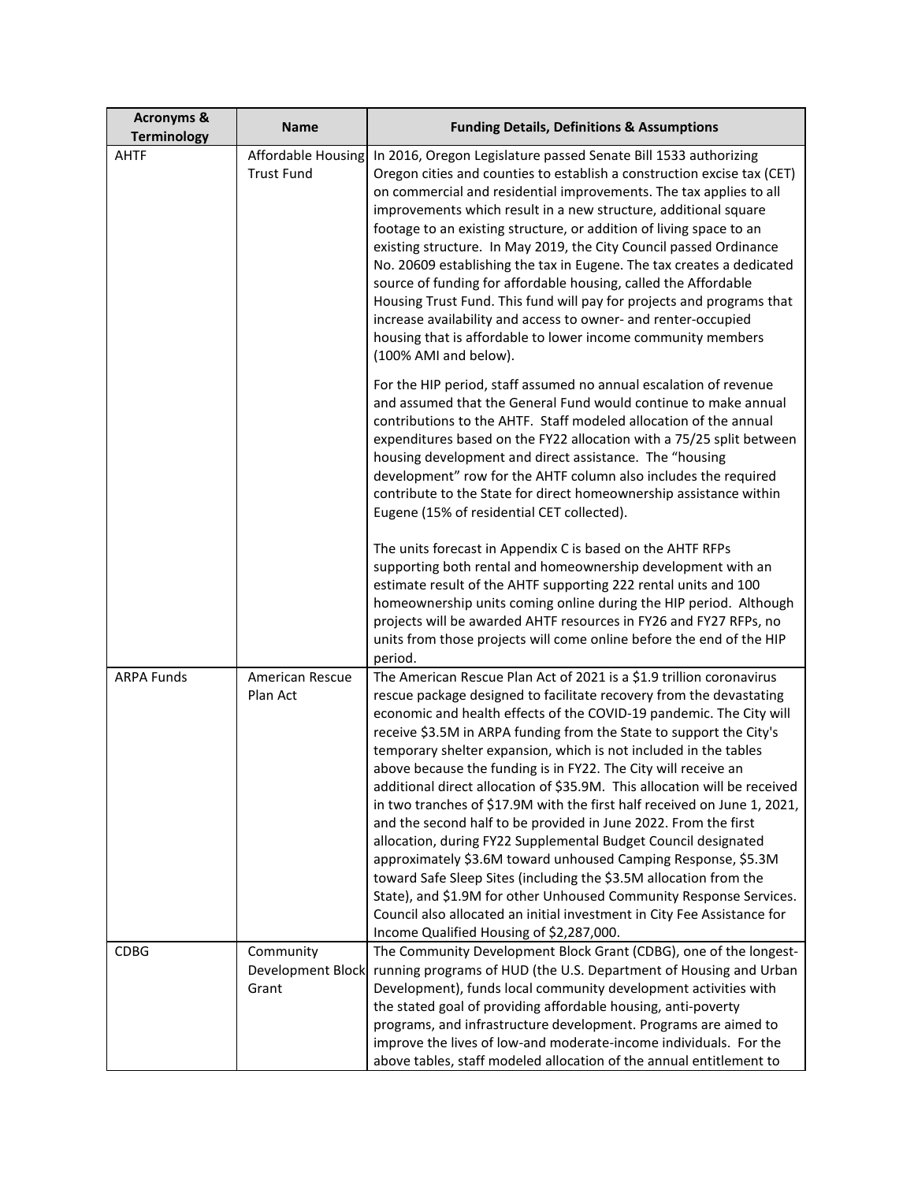| Acronyms & Terminology | Name | Funding Details, Definitions & Assumptions |
|---|---|---|
| AHTF | Affordable Housing Trust Fund | In 2016, Oregon Legislature passed Senate Bill 1533 authorizing Oregon cities and counties to establish a construction excise tax (CET) on commercial and residential improvements. The tax applies to all improvements which result in a new structure, additional square footage to an existing structure, or addition of living space to an existing structure. In May 2019, the City Council passed Ordinance No. 20609 establishing the tax in Eugene. The tax creates a dedicated source of funding for affordable housing, called the Affordable Housing Trust Fund. This fund will pay for projects and programs that increase availability and access to owner- and renter-occupied housing that is affordable to lower income community members (100% AMI and below).<br><br>For the HIP period, staff assumed no annual escalation of revenue and assumed that the General Fund would continue to make annual contributions to the AHTF. Staff modeled allocation of the annual expenditures based on the FY22 allocation with a 75/25 split between housing development and direct assistance. The "housing development" row for the AHTF column also includes the required contribute to the State for direct homeownership assistance within Eugene (15% of residential CET collected).<br><br>The units forecast in Appendix C is based on the AHTF RFPs supporting both rental and homeownership development with an estimate result of the AHTF supporting 222 rental units and 100 homeownership units coming online during the HIP period. Although projects will be awarded AHTF resources in FY26 and FY27 RFPs, no units from those projects will come online before the end of the HIP period. |
| ARPA Funds | American Rescue Plan Act | The American Rescue Plan Act of 2021 is a $1.9 trillion coronavirus rescue package designed to facilitate recovery from the devastating economic and health effects of the COVID-19 pandemic. The City will receive $3.5M in ARPA funding from the State to support the City's temporary shelter expansion, which is not included in the tables above because the funding is in FY22. The City will receive an additional direct allocation of $35.9M. This allocation will be received in two tranches of $17.9M with the first half received on June 1, 2021, and the second half to be provided in June 2022. From the first allocation, during FY22 Supplemental Budget Council designated approximately $3.6M toward unhoused Camping Response, $5.3M toward Safe Sleep Sites (including the $3.5M allocation from the State), and $1.9M for other Unhoused Community Response Services. Council also allocated an initial investment in City Fee Assistance for Income Qualified Housing of $2,287,000. |
| CDBG | Community Development Block Grant | The Community Development Block Grant (CDBG), one of the longest-running programs of HUD (the U.S. Department of Housing and Urban Development), funds local community development activities with the stated goal of providing affordable housing, anti-poverty programs, and infrastructure development. Programs are aimed to improve the lives of low-and moderate-income individuals. For the above tables, staff modeled allocation of the annual entitlement to |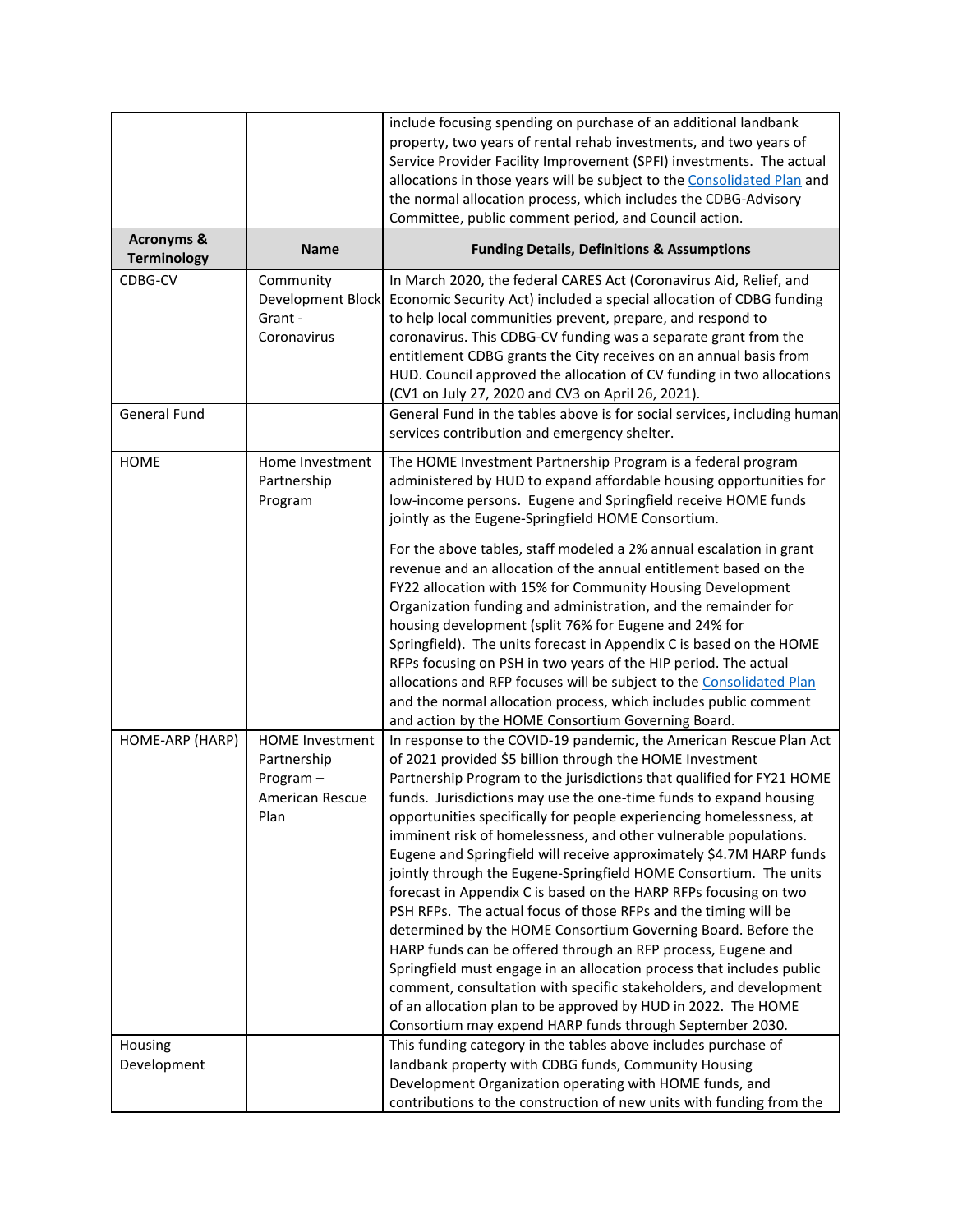| | | include focusing spending on purchase of an additional landbank property, two years of rental rehab investments, and two years of Service Provider Facility Improvement (SPFI) investments. The actual allocations in those years will be subject to the Consolidated Plan and the normal allocation process, which includes the CDBG-Advisory Committee, public comment period, and Council action. |
|---|---|---|
| **Acronyms & Terminology** | **Name** | **Funding Details, Definitions & Assumptions** |
| CDBG-CV | Community Development Block Grant - Coronavirus | In March 2020, the federal CARES Act (Coronavirus Aid, Relief, and Economic Security Act) included a special allocation of CDBG funding to help local communities prevent, prepare, and respond to coronavirus. This CDBG-CV funding was a separate grant from the entitlement CDBG grants the City receives on an annual basis from HUD. Council approved the allocation of CV funding in two allocations (CV1 on July 27, 2020 and CV3 on April 26, 2021). |
| General Fund | | General Fund in the tables above is for social services, including human services contribution and emergency shelter. |
| HOME | Home Investment Partnership Program | The HOME Investment Partnership Program is a federal program administered by HUD to expand affordable housing opportunities for low-income persons. Eugene and Springfield receive HOME funds jointly as the Eugene-Springfield HOME Consortium.<br><br>For the above tables, staff modeled a 2% annual escalation in grant revenue and an allocation of the annual entitlement based on the FY22 allocation with 15% for Community Housing Development Organization funding and administration, and the remainder for housing development (split 76% for Eugene and 24% for Springfield). The units forecast in Appendix C is based on the HOME RFPs focusing on PSH in two years of the HIP period. The actual allocations and RFP focuses will be subject to the Consolidated Plan and the normal allocation process, which includes public comment and action by the HOME Consortium Governing Board. |
| HOME-ARP (HARP) | HOME Investment Partnership Program – American Rescue Plan | In response to the COVID-19 pandemic, the American Rescue Plan Act of 2021 provided $5 billion through the HOME Investment Partnership Program to the jurisdictions that qualified for FY21 HOME funds. Jurisdictions may use the one-time funds to expand housing opportunities specifically for people experiencing homelessness, at imminent risk of homelessness, and other vulnerable populations. Eugene and Springfield will receive approximately $4.7M HARP funds jointly through the Eugene-Springfield HOME Consortium. The units forecast in Appendix C is based on the HARP RFPs focusing on two PSH RFPs. The actual focus of those RFPs and the timing will be determined by the HOME Consortium Governing Board. Before the HARP funds can be offered through an RFP process, Eugene and Springfield must engage in an allocation process that includes public comment, consultation with specific stakeholders, and development of an allocation plan to be approved by HUD in 2022. The HOME Consortium may expend HARP funds through September 2030. |
| Housing Development | | This funding category in the tables above includes purchase of landbank property with CDBG funds, Community Housing Development Organization operating with HOME funds, and contributions to the construction of new units with funding from the |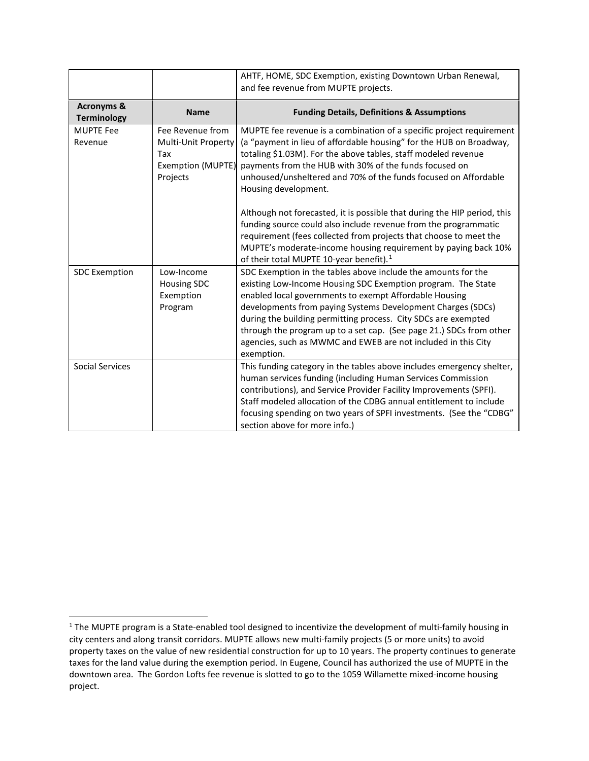| | | |
|---|---|---|
| | | AHTF, HOME, SDC Exemption, existing Downtown Urban Renewal, and fee revenue from MUPTE projects. |
| **Acronyms & Terminology** | **Name** | **Funding Details, Definitions & Assumptions** |
| MUPTE Fee Revenue | Fee Revenue from Multi-Unit Property Tax Exemption (MUPTE) Projects | MUPTE fee revenue is a combination of a specific project requirement (a "payment in lieu of affordable housing" for the HUB on Broadway, totaling $1.03M). For the above tables, staff modeled revenue payments from the HUB with 30% of the funds focused on unhoused/unsheltered and 70% of the funds focused on Affordable Housing development.<br><br>Although not forecasted, it is possible that during the HIP period, this funding source could also include revenue from the programmatic requirement (fees collected from projects that choose to meet the MUPTE's moderate-income housing requirement by paying back 10% of their total MUPTE 10-year benefit).[1] |
| SDC Exemption | Low-Income Housing SDC Exemption Program | SDC Exemption in the tables above include the amounts for the existing Low-Income Housing SDC Exemption program. The State enabled local governments to exempt Affordable Housing developments from paying Systems Development Charges (SDCs) during the building permitting process. City SDCs are exempted through the program up to a set cap. (See page 21.) SDCs from other agencies, such as MWMC and EWEB are not included in this City exemption. |
| Social Services | | This funding category in the tables above includes emergency shelter, human services funding (including Human Services Commission contributions), and Service Provider Facility Improvements (SPFI). Staff modeled allocation of the CDBG annual entitlement to include focusing spending on two years of SPFI investments. (See the "CDBG" section above for more info.) |

[1] The MUPTE program is a State-enabled tool designed to incentivize the development of multi-family housing in city centers and along transit corridors. MUPTE allows new multi-family projects (5 or more units) to avoid property taxes on the value of new residential construction for up to 10 years. The property continues to generate taxes for the land value during the exemption period. In Eugene, Council has authorized the use of MUPTE in the downtown area. The Gordon Lofts fee revenue is slotted to go to the 1059 Willamette mixed-income housing project.